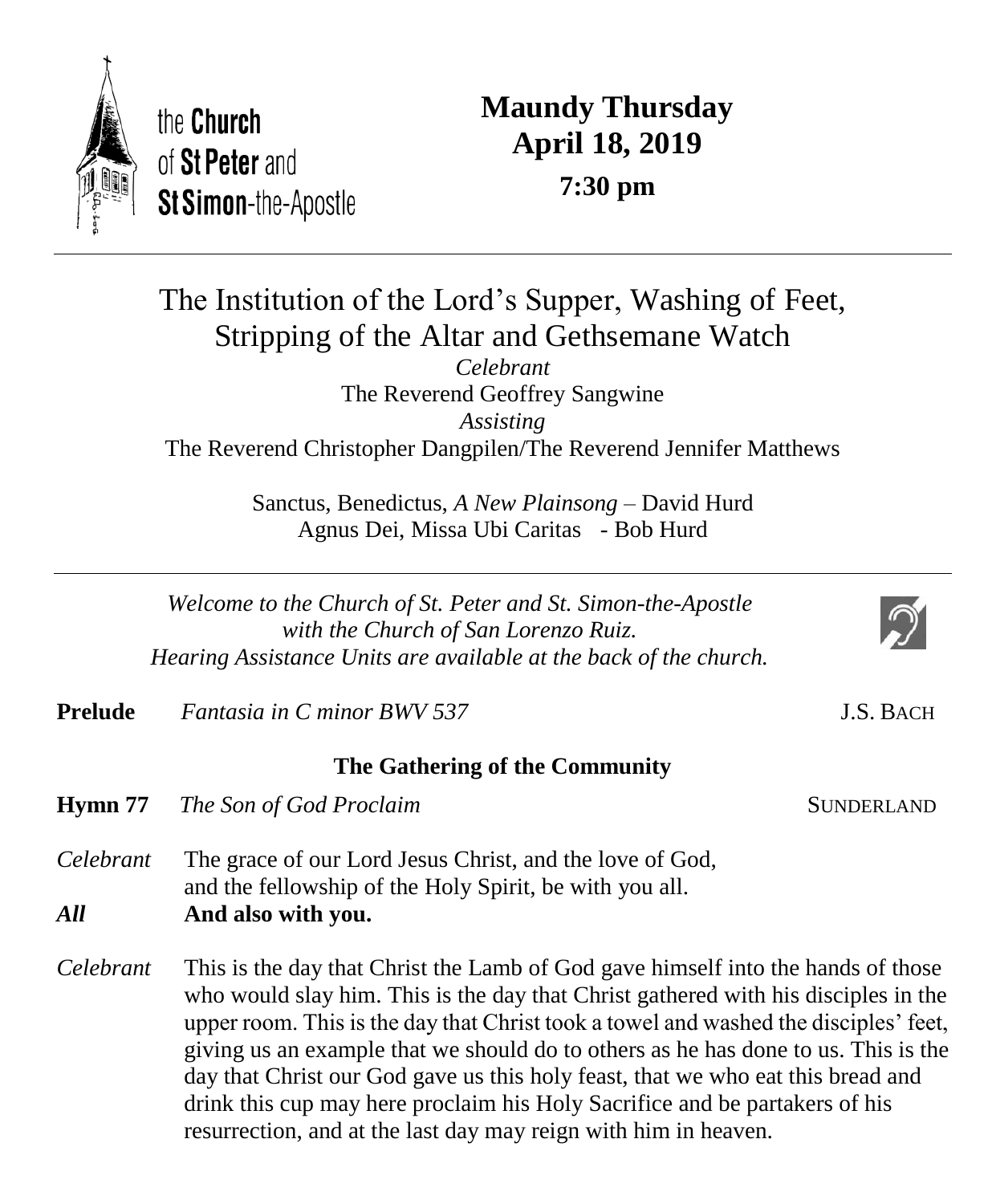the **Church** of **St Peter** and **St Simon**-the-Apostle

# Maundy Thursday
## April 18, 2019
**7:30 pm**

---

# The Institution of the Lord's Supper, Washing of Feet, Stripping of the Altar and Gethsemane Watch

*Celebrant*
The Reverend Geoffrey Sangwine
*Assisting*
The Reverend Christopher Dangpilen/The Reverend Jennifer Matthews

Sanctus, Benedictus, *A New Plainsong* – David Hurd
Agnus Dei, Missa Ubi Caritas - Bob Hurd

---

*Welcome to the Church of St. Peter and St. Simon-the-Apostle with the Church of San Lorenzo Ruiz.*
*Hearing Assistance Units are available at the back of the church.*

**Prelude** *Fantasia in C minor BWV 537* J.S. BACH

### The Gathering of the Community

**Hymn 77** *The Son of God Proclaim* SUNDERLAND

*Celebrant* The grace of our Lord Jesus Christ, and the love of God, and the fellowship of the Holy Spirit, be with you all.

***All*** **And also with you.**

*Celebrant* This is the day that Christ the Lamb of God gave himself into the hands of those who would slay him. This is the day that Christ gathered with his disciples in the upper room. This is the day that Christ took a towel and washed the disciples' feet, giving us an example that we should do to others as he has done to us. This is the day that Christ our God gave us this holy feast, that we who eat this bread and drink this cup may here proclaim his Holy Sacrifice and be partakers of his resurrection, and at the last day may reign with him in heaven.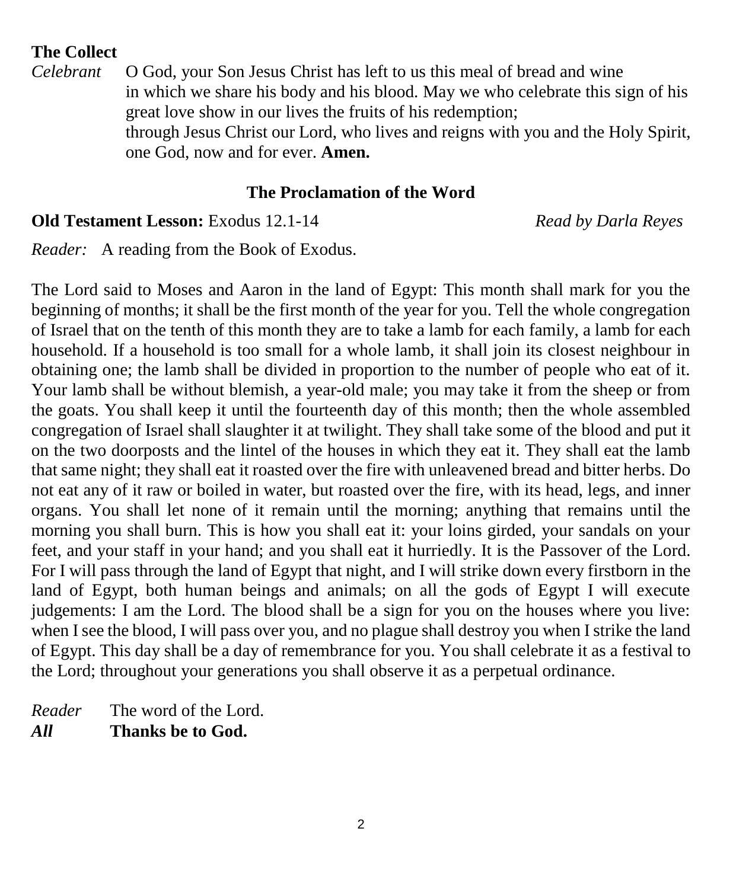**The Collect**

*Celebrant* O God, your Son Jesus Christ has left to us this meal of bread and wine in which we share his body and his blood. May we who celebrate this sign of his great love show in our lives the fruits of his redemption; through Jesus Christ our Lord, who lives and reigns with you and the Holy Spirit, one God, now and for ever. **Amen.**

## The Proclamation of the Word

**Old Testament Lesson:** Exodus 12.1-14 *Read by Darla Reyes*

*Reader:* A reading from the Book of Exodus.

The Lord said to Moses and Aaron in the land of Egypt: This month shall mark for you the beginning of months; it shall be the first month of the year for you. Tell the whole congregation of Israel that on the tenth of this month they are to take a lamb for each family, a lamb for each household. If a household is too small for a whole lamb, it shall join its closest neighbour in obtaining one; the lamb shall be divided in proportion to the number of people who eat of it. Your lamb shall be without blemish, a year-old male; you may take it from the sheep or from the goats. You shall keep it until the fourteenth day of this month; then the whole assembled congregation of Israel shall slaughter it at twilight. They shall take some of the blood and put it on the two doorposts and the lintel of the houses in which they eat it. They shall eat the lamb that same night; they shall eat it roasted over the fire with unleavened bread and bitter herbs. Do not eat any of it raw or boiled in water, but roasted over the fire, with its head, legs, and inner organs. You shall let none of it remain until the morning; anything that remains until the morning you shall burn. This is how you shall eat it: your loins girded, your sandals on your feet, and your staff in your hand; and you shall eat it hurriedly. It is the Passover of the Lord. For I will pass through the land of Egypt that night, and I will strike down every firstborn in the land of Egypt, both human beings and animals; on all the gods of Egypt I will execute judgements: I am the Lord. The blood shall be a sign for you on the houses where you live: when I see the blood, I will pass over you, and no plague shall destroy you when I strike the land of Egypt. This day shall be a day of remembrance for you. You shall celebrate it as a festival to the Lord; throughout your generations you shall observe it as a perpetual ordinance.

*Reader* The word of the Lord.
***All*** **Thanks be to God.**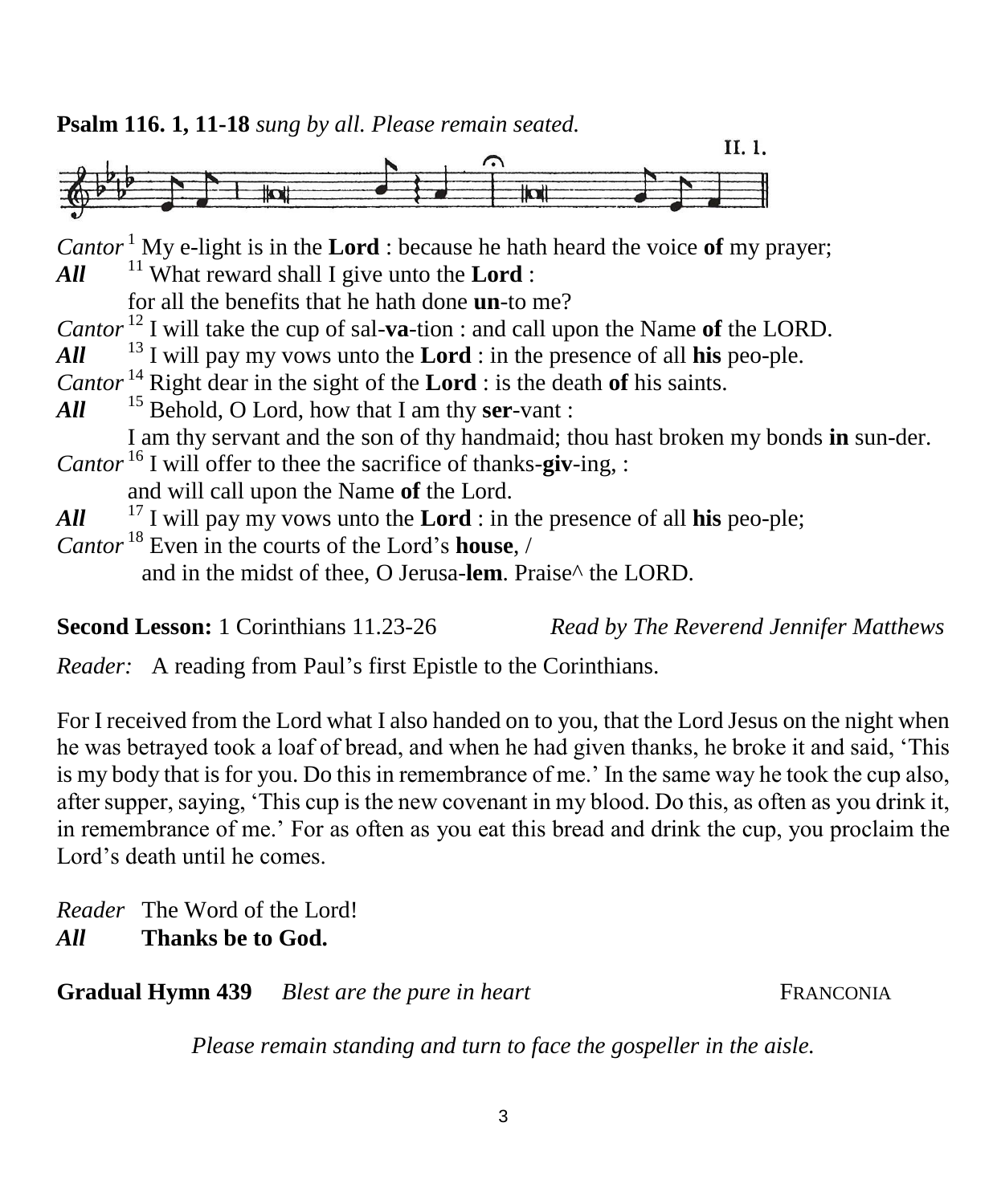**Psalm 116. 1, 11-18** *sung by all. Please remain seated.*

II. 1.

*Cantor* [1] My e-light is in the **Lord** : because he hath heard the voice **of** my prayer;
***All*** [11] What reward shall I give unto the **Lord** :
for all the benefits that he hath done **un**-to me?
*Cantor* [12] I will take the cup of sal-**va**-tion : and call upon the Name **of** the LORD.
***All*** [13] I will pay my vows unto the **Lord** : in the presence of all **his** peo-ple.
*Cantor* [14] Right dear in the sight of the **Lord** : is the death **of** his saints.
***All*** [15] Behold, O Lord, how that I am thy **ser**-vant :
I am thy servant and the son of thy handmaid; thou hast broken my bonds **in** sun-der.
*Cantor* [16] I will offer to thee the sacrifice of thanks-**giv**-ing, :
and will call upon the Name **of** the Lord.
***All*** [17] I will pay my vows unto the **Lord** : in the presence of all **his** peo-ple;
*Cantor* [18] Even in the courts of the Lord's **house**, /
and in the midst of thee, O Jerusa-**lem**. Praise^ the LORD.

**Second Lesson:** 1 Corinthians 11.23-26 *Read by The Reverend Jennifer Matthews*

*Reader:* A reading from Paul's first Epistle to the Corinthians.

For I received from the Lord what I also handed on to you, that the Lord Jesus on the night when he was betrayed took a loaf of bread, and when he had given thanks, he broke it and said, 'This is my body that is for you. Do this in remembrance of me.' In the same way he took the cup also, after supper, saying, 'This cup is the new covenant in my blood. Do this, as often as you drink it, in remembrance of me.' For as often as you eat this bread and drink the cup, you proclaim the Lord's death until he comes.

*Reader* The Word of the Lord!
***All*** **Thanks be to God.**

**Gradual Hymn 439** *Blest are the pure in heart* FRANCONIA

*Please remain standing and turn to face the gospeller in the aisle.*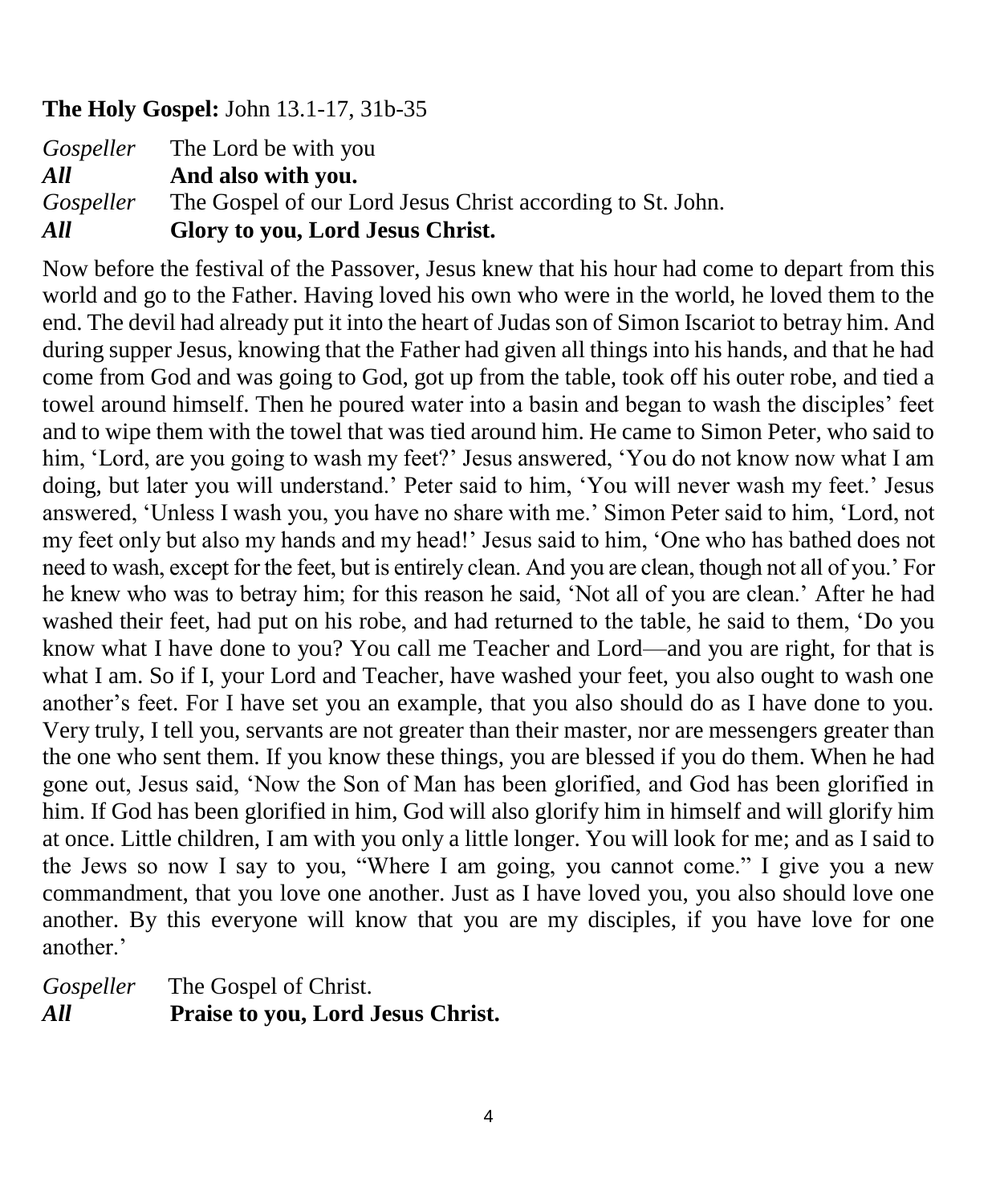**The Holy Gospel:** John 13.1-17, 31b-35

*Gospeller* The Lord be with you
***All*** **And also with you.**
*Gospeller* The Gospel of our Lord Jesus Christ according to St. John.
***All*** **Glory to you, Lord Jesus Christ.**

Now before the festival of the Passover, Jesus knew that his hour had come to depart from this world and go to the Father. Having loved his own who were in the world, he loved them to the end. The devil had already put it into the heart of Judas son of Simon Iscariot to betray him. And during supper Jesus, knowing that the Father had given all things into his hands, and that he had come from God and was going to God, got up from the table, took off his outer robe, and tied a towel around himself. Then he poured water into a basin and began to wash the disciples' feet and to wipe them with the towel that was tied around him. He came to Simon Peter, who said to him, 'Lord, are you going to wash my feet?' Jesus answered, 'You do not know now what I am doing, but later you will understand.' Peter said to him, 'You will never wash my feet.' Jesus answered, 'Unless I wash you, you have no share with me.' Simon Peter said to him, 'Lord, not my feet only but also my hands and my head!' Jesus said to him, 'One who has bathed does not need to wash, except for the feet, but is entirely clean. And you are clean, though not all of you.' For he knew who was to betray him; for this reason he said, 'Not all of you are clean.' After he had washed their feet, had put on his robe, and had returned to the table, he said to them, 'Do you know what I have done to you? You call me Teacher and Lord—and you are right, for that is what I am. So if I, your Lord and Teacher, have washed your feet, you also ought to wash one another's feet. For I have set you an example, that you also should do as I have done to you. Very truly, I tell you, servants are not greater than their master, nor are messengers greater than the one who sent them. If you know these things, you are blessed if you do them. When he had gone out, Jesus said, 'Now the Son of Man has been glorified, and God has been glorified in him. If God has been glorified in him, God will also glorify him in himself and will glorify him at once. Little children, I am with you only a little longer. You will look for me; and as I said to the Jews so now I say to you, "Where I am going, you cannot come." I give you a new commandment, that you love one another. Just as I have loved you, you also should love one another. By this everyone will know that you are my disciples, if you have love for one another.'

*Gospeller* The Gospel of Christ.
***All*** **Praise to you, Lord Jesus Christ.**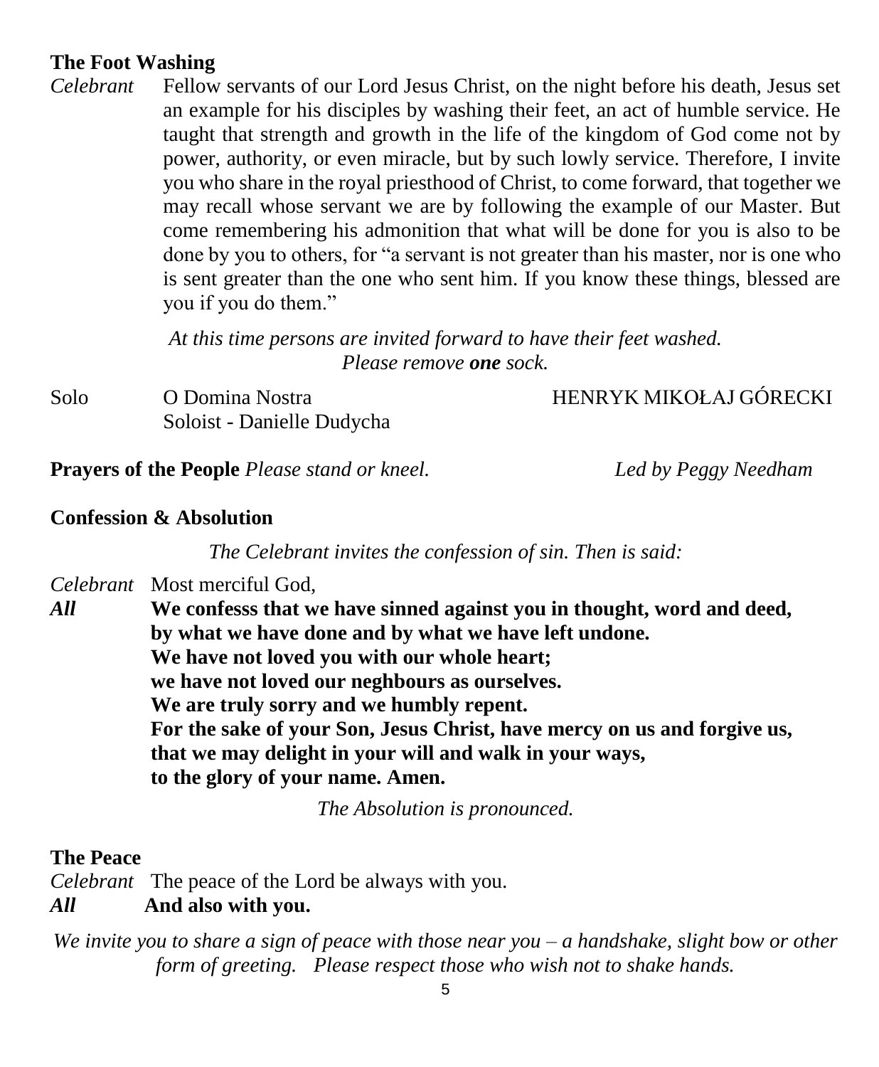## The Foot Washing

*Celebrant* Fellow servants of our Lord Jesus Christ, on the night before his death, Jesus set an example for his disciples by washing their feet, an act of humble service. He taught that strength and growth in the life of the kingdom of God come not by power, authority, or even miracle, but by such lowly service. Therefore, I invite you who share in the royal priesthood of Christ, to come forward, that together we may recall whose servant we are by following the example of our Master. But come remembering his admonition that what will be done for you is also to be done by you to others, for "a servant is not greater than his master, nor is one who is sent greater than the one who sent him. If you know these things, blessed are you if you do them."

*At this time persons are invited forward to have their feet washed.*
*Please remove **one** sock.*

Solo O Domina Nostra HENRYK MIKOŁAJ GÓRECKI
Soloist - Danielle Dudycha

**Prayers of the People** *Please stand or kneel.* *Led by Peggy Needham*

## Confession & Absolution

*The Celebrant invites the confession of sin. Then is said:*

*Celebrant* Most merciful God,
***All*** **We confesss that we have sinned against you in thought, word and deed,**
**by what we have done and by what we have left undone.**
**We have not loved you with our whole heart;**
**we have not loved our neghbours as ourselves.**
**We are truly sorry and we humbly repent.**
**For the sake of your Son, Jesus Christ, have mercy on us and forgive us,**
**that we may delight in your will and walk in your ways,**
**to the glory of your name. Amen.**

*The Absolution is pronounced.*

## The Peace

*Celebrant* The peace of the Lord be always with you.
***All*** **And also with you.**

*We invite you to share a sign of peace with those near you – a handshake, slight bow or other form of greeting. Please respect those who wish not to shake hands.*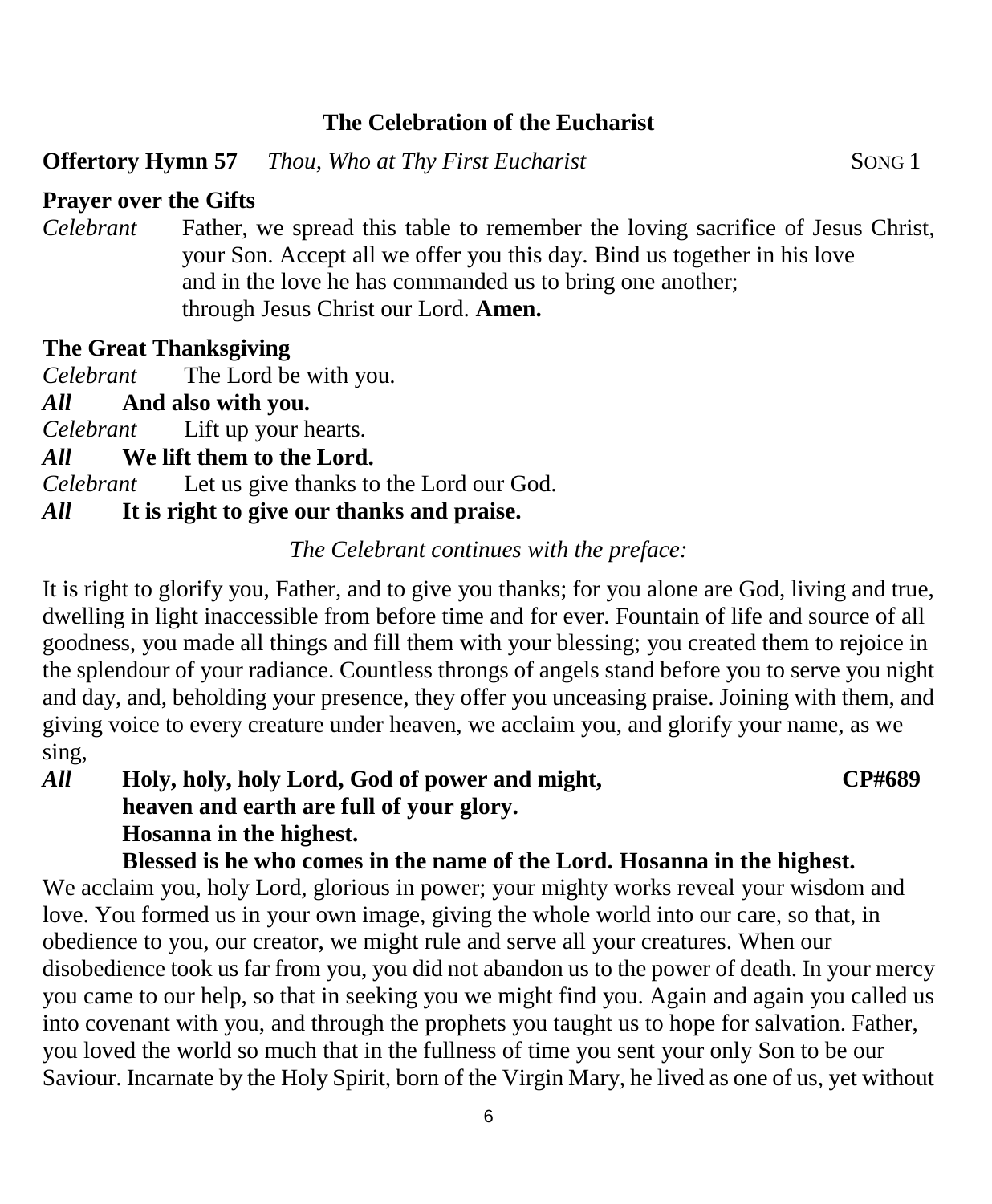## The Celebration of the Eucharist

**Offertory Hymn 57** *Thou, Who at Thy First Eucharist* SONG 1

**Prayer over the Gifts**

*Celebrant* Father, we spread this table to remember the loving sacrifice of Jesus Christ, your Son. Accept all we offer you this day. Bind us together in his love and in the love he has commanded us to bring one another; through Jesus Christ our Lord. **Amen.**

**The Great Thanksgiving**

*Celebrant* The Lord be with you.

***All*** **And also with you.**

*Celebrant* Lift up your hearts.

***All*** **We lift them to the Lord.**

*Celebrant* Let us give thanks to the Lord our God.

***All*** **It is right to give our thanks and praise.**

*The Celebrant continues with the preface:*

It is right to glorify you, Father, and to give you thanks; for you alone are God, living and true, dwelling in light inaccessible from before time and for ever. Fountain of life and source of all goodness, you made all things and fill them with your blessing; you created them to rejoice in the splendour of your radiance. Countless throngs of angels stand before you to serve you night and day, and, beholding your presence, they offer you unceasing praise. Joining with them, and giving voice to every creature under heaven, we acclaim you, and glorify your name, as we sing,

***All*** **Holy, holy, holy Lord, God of power and might,** **CP#689**
**heaven and earth are full of your glory.**
**Hosanna in the highest.**
**Blessed is he who comes in the name of the Lord. Hosanna in the highest.**

We acclaim you, holy Lord, glorious in power; your mighty works reveal your wisdom and love. You formed us in your own image, giving the whole world into our care, so that, in obedience to you, our creator, we might rule and serve all your creatures. When our disobedience took us far from you, you did not abandon us to the power of death. In your mercy you came to our help, so that in seeking you we might find you. Again and again you called us into covenant with you, and through the prophets you taught us to hope for salvation. Father, you loved the world so much that in the fullness of time you sent your only Son to be our Saviour. Incarnate by the Holy Spirit, born of the Virgin Mary, he lived as one of us, yet without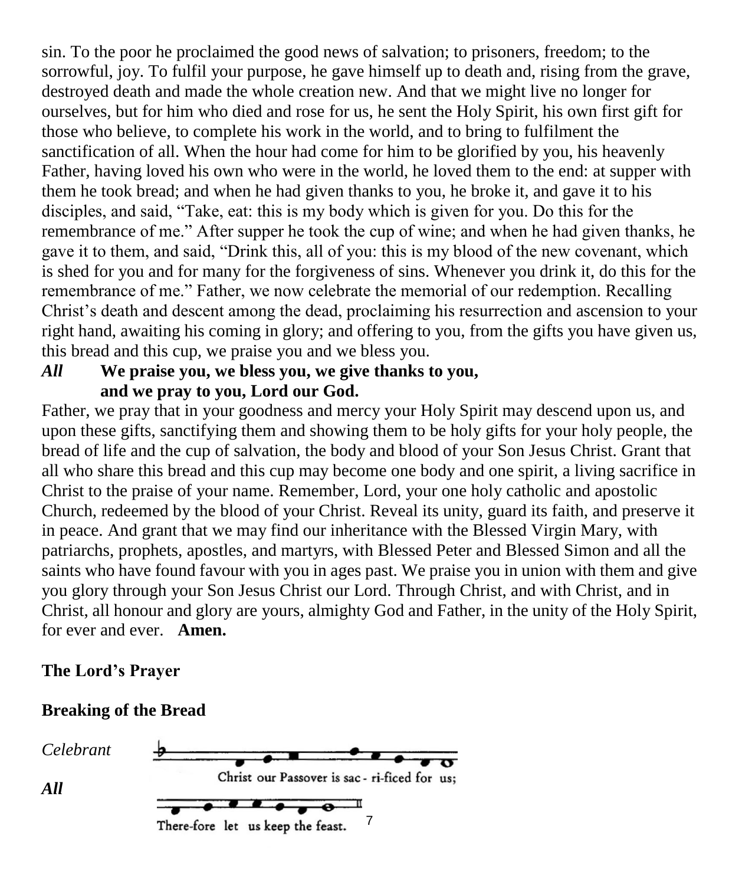sin. To the poor he proclaimed the good news of salvation; to prisoners, freedom; to the sorrowful, joy. To fulfil your purpose, he gave himself up to death and, rising from the grave, destroyed death and made the whole creation new. And that we might live no longer for ourselves, but for him who died and rose for us, he sent the Holy Spirit, his own first gift for those who believe, to complete his work in the world, and to bring to fulfilment the sanctification of all. When the hour had come for him to be glorified by you, his heavenly Father, having loved his own who were in the world, he loved them to the end: at supper with them he took bread; and when he had given thanks to you, he broke it, and gave it to his disciples, and said, "Take, eat: this is my body which is given for you. Do this for the remembrance of me." After supper he took the cup of wine; and when he had given thanks, he gave it to them, and said, "Drink this, all of you: this is my blood of the new covenant, which is shed for you and for many for the forgiveness of sins. Whenever you drink it, do this for the remembrance of me." Father, we now celebrate the memorial of our redemption. Recalling Christ's death and descent among the dead, proclaiming his resurrection and ascension to your right hand, awaiting his coming in glory; and offering to you, from the gifts you have given us, this bread and this cup, we praise you and we bless you.

***All*** **We praise you, we bless you, we give thanks to you,**
**and we pray to you, Lord our God.**

Father, we pray that in your goodness and mercy your Holy Spirit may descend upon us, and upon these gifts, sanctifying them and showing them to be holy gifts for your holy people, the bread of life and the cup of salvation, the body and blood of your Son Jesus Christ. Grant that all who share this bread and this cup may become one body and one spirit, a living sacrifice in Christ to the praise of your name. Remember, Lord, your one holy catholic and apostolic Church, redeemed by the blood of your Christ. Reveal its unity, guard its faith, and preserve it in peace. And grant that we may find our inheritance with the Blessed Virgin Mary, with patriarchs, prophets, apostles, and martyrs, with Blessed Peter and Blessed Simon and all the saints who have found favour with you in ages past. We praise you in union with them and give you glory through your Son Jesus Christ our Lord. Through Christ, and with Christ, and in Christ, all honour and glory are yours, almighty God and Father, in the unity of the Holy Spirit, for ever and ever. **Amen.**

**The Lord's Prayer**

**Breaking of the Bread**

*Celebrant* Christ our Passover is sac - ri-ficed for us;

***All*** There-fore let us keep the feast.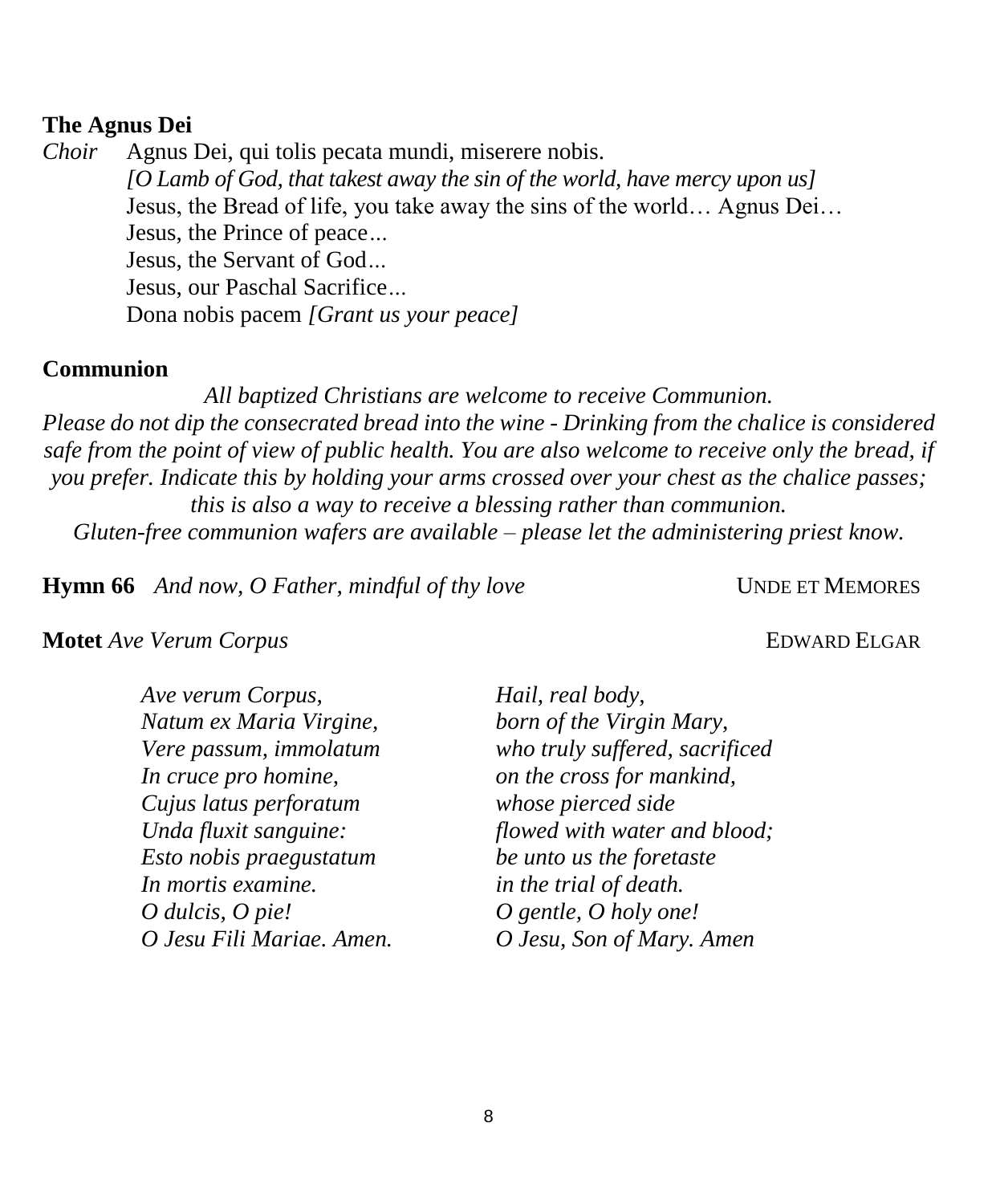**The Agnus Dei**

*Choir* Agnus Dei, qui tolis pecata mundi, miserere nobis.
*[O Lamb of God, that takest away the sin of the world, have mercy upon us]*
Jesus, the Bread of life, you take away the sins of the world… Agnus Dei…
Jesus, the Prince of peace...
Jesus, the Servant of God...
Jesus, our Paschal Sacrifice...
Dona nobis pacem *[Grant us your peace]*

**Communion**

*All baptized Christians are welcome to receive Communion.*
*Please do not dip the consecrated bread into the wine - Drinking from the chalice is considered safe from the point of view of public health. You are also welcome to receive only the bread, if you prefer. Indicate this by holding your arms crossed over your chest as the chalice passes; this is also a way to receive a blessing rather than communion.*
*Gluten-free communion wafers are available – please let the administering priest know.*

**Hymn 66** *And now, O Father, mindful of thy love* UNDE ET MEMORES

**Motet** *Ave Verum Corpus* EDWARD ELGAR

| | |
|---|---|
| *Ave verum Corpus,* | *Hail, real body,* |
| *Natum ex Maria Virgine,* | *born of the Virgin Mary,* |
| *Vere passum, immolatum* | *who truly suffered, sacrificed* |
| *In cruce pro homine,* | *on the cross for mankind,* |
| *Cujus latus perforatum* | *whose pierced side* |
| *Unda fluxit sanguine:* | *flowed with water and blood;* |
| *Esto nobis praegustatum* | *be unto us the foretaste* |
| *In mortis examine.* | *in the trial of death.* |
| *O dulcis, O pie!* | *O gentle, O holy one!* |
| *O Jesu Fili Mariae. Amen.* | *O Jesu, Son of Mary. Amen* |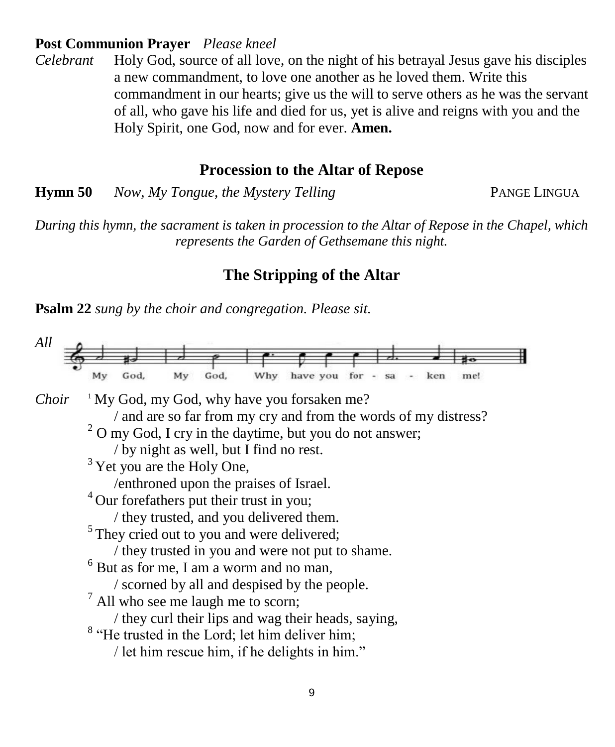**Post Communion Prayer** *Please kneel*

*Celebrant* Holy God, source of all love, on the night of his betrayal Jesus gave his disciples a new commandment, to love one another as he loved them. Write this commandment in our hearts; give us the will to serve others as he was the servant of all, who gave his life and died for us, yet is alive and reigns with you and the Holy Spirit, one God, now and for ever. **Amen.**

## Procession to the Altar of Repose

**Hymn 50** *Now, My Tongue, the Mystery Telling* PANGE LINGUA

*During this hymn, the sacrament is taken in procession to the Altar of Repose in the Chapel, which represents the Garden of Gethsemane this night.*

## The Stripping of the Altar

**Psalm 22** *sung by the choir and congregation. Please sit.*

*All* My God, My God, Why have you for - sa - ken me!

*Choir* [1] My God, my God, why have you forsaken me?
/ and are so far from my cry and from the words of my distress?
[2] O my God, I cry in the daytime, but you do not answer;
/ by night as well, but I find no rest.
[3] Yet you are the Holy One,
/enthroned upon the praises of Israel.
[4] Our forefathers put their trust in you;
/ they trusted, and you delivered them.
[5] They cried out to you and were delivered;
/ they trusted in you and were not put to shame.
[6] But as for me, I am a worm and no man,
/ scorned by all and despised by the people.
[7] All who see me laugh me to scorn;
/ they curl their lips and wag their heads, saying,
[8] "He trusted in the Lord; let him deliver him;
/ let him rescue him, if he delights in him."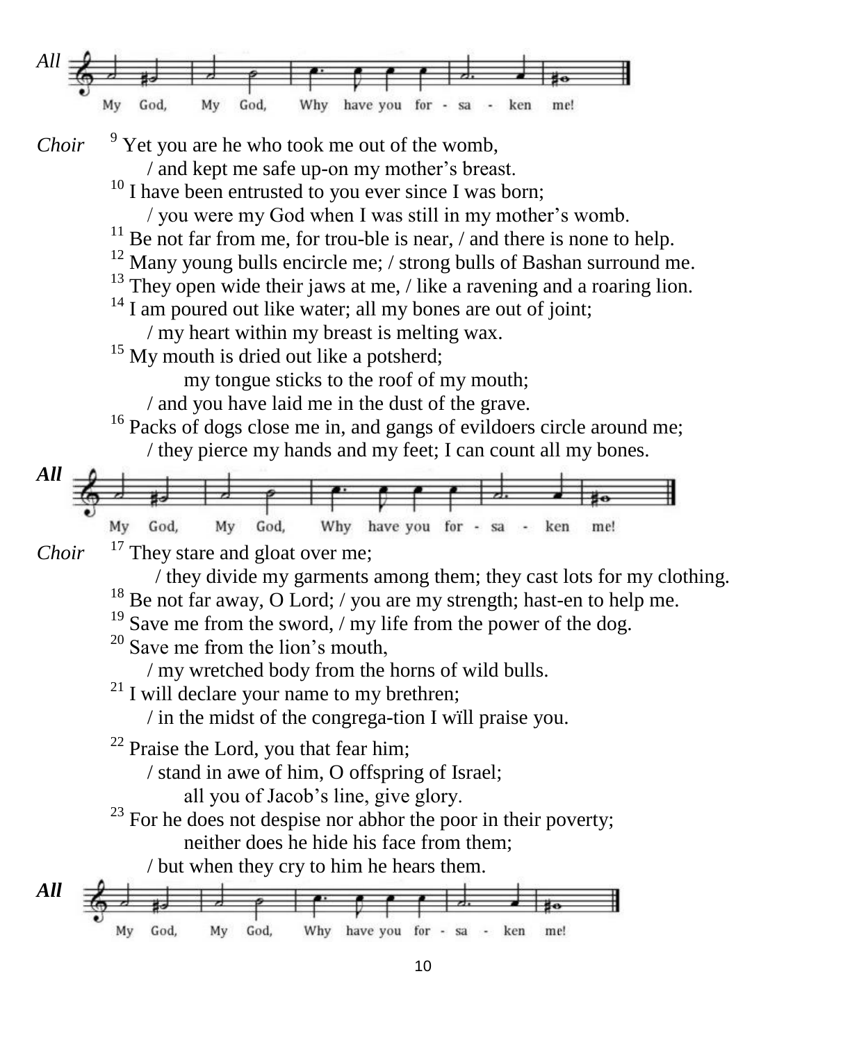*All* My God, My God, Why have you for - sa - ken me!

*Choir* [9] Yet you are he who took me out of the womb,
/ and kept me safe up-on my mother's breast.
[10] I have been entrusted to you ever since I was born;
/ you were my God when I was still in my mother's womb.
[11] Be not far from me, for trou-ble is near, / and there is none to help.
[12] Many young bulls encircle me; / strong bulls of Bashan surround me.
[13] They open wide their jaws at me, / like a ravening and a roaring lion.
[14] I am poured out like water; all my bones are out of joint;
/ my heart within my breast is melting wax.
[15] My mouth is dried out like a potsherd;
my tongue sticks to the roof of my mouth;
/ and you have laid me in the dust of the grave.
[16] Packs of dogs close me in, and gangs of evildoers circle around me;
/ they pierce my hands and my feet; I can count all my bones.

***All*** My God, My God, Why have you for - sa - ken me!

*Choir* [17] They stare and gloat over me;
/ they divide my garments among them; they cast lots for my clothing.
[18] Be not far away, O Lord; / you are my strength; hast-en to help me.
[19] Save me from the sword, / my life from the power of the dog.
[20] Save me from the lion's mouth,
/ my wretched body from the horns of wild bulls.
[21] I will declare your name to my brethren;
/ in the midst of the congrega-tion I wïll praise you.

[22] Praise the Lord, you that fear him;
/ stand in awe of him, O offspring of Israel;
all you of Jacob's line, give glory.
[23] For he does not despise nor abhor the poor in their poverty;
neither does he hide his face from them;
/ but when they cry to him he hears them.

***All*** My God, My God, Why have you for - sa - ken me!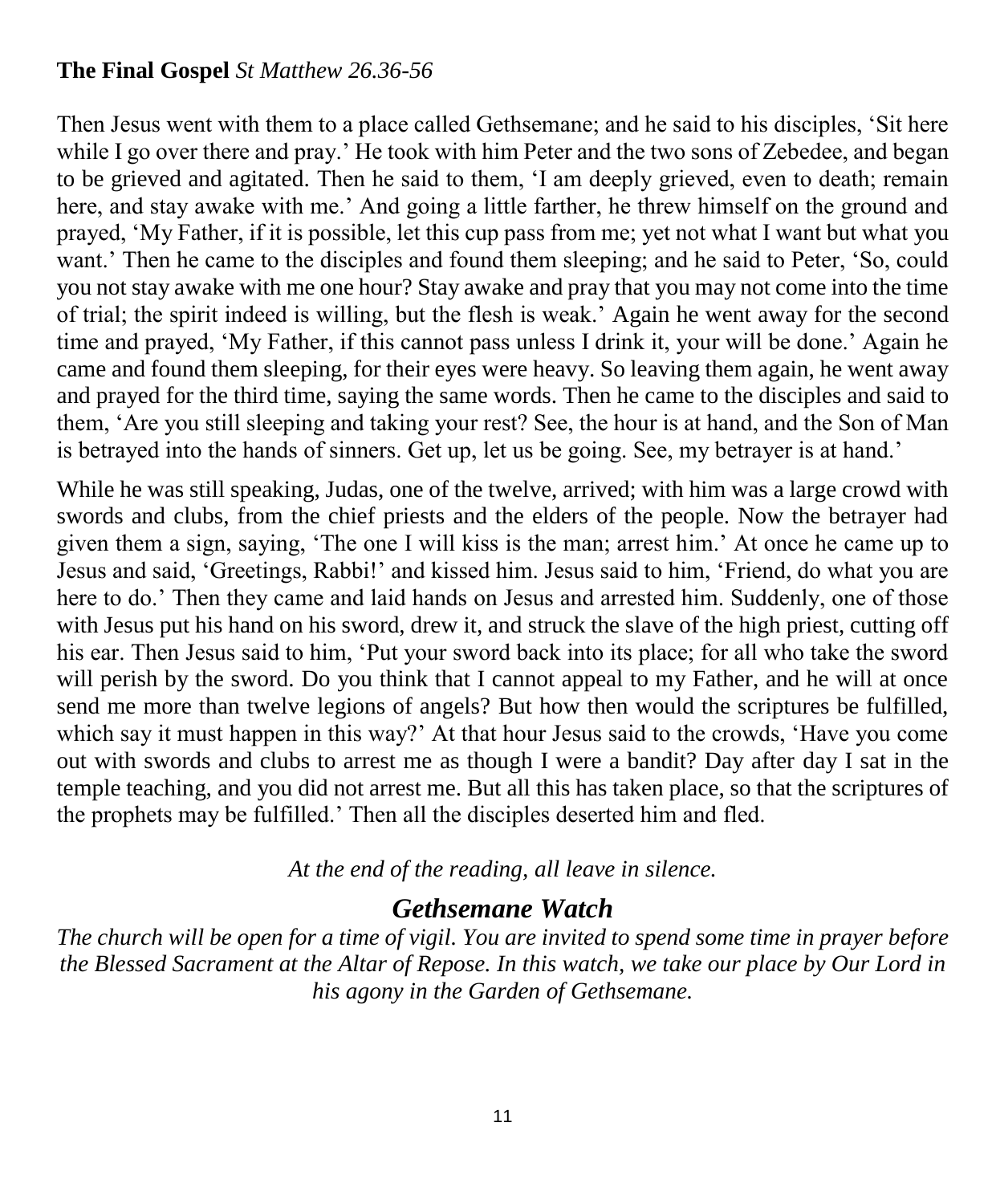**The Final Gospel** *St Matthew 26.36-56*

Then Jesus went with them to a place called Gethsemane; and he said to his disciples, 'Sit here while I go over there and pray.' He took with him Peter and the two sons of Zebedee, and began to be grieved and agitated. Then he said to them, 'I am deeply grieved, even to death; remain here, and stay awake with me.' And going a little farther, he threw himself on the ground and prayed, 'My Father, if it is possible, let this cup pass from me; yet not what I want but what you want.' Then he came to the disciples and found them sleeping; and he said to Peter, 'So, could you not stay awake with me one hour? Stay awake and pray that you may not come into the time of trial; the spirit indeed is willing, but the flesh is weak.' Again he went away for the second time and prayed, 'My Father, if this cannot pass unless I drink it, your will be done.' Again he came and found them sleeping, for their eyes were heavy. So leaving them again, he went away and prayed for the third time, saying the same words. Then he came to the disciples and said to them, 'Are you still sleeping and taking your rest? See, the hour is at hand, and the Son of Man is betrayed into the hands of sinners. Get up, let us be going. See, my betrayer is at hand.'

While he was still speaking, Judas, one of the twelve, arrived; with him was a large crowd with swords and clubs, from the chief priests and the elders of the people. Now the betrayer had given them a sign, saying, 'The one I will kiss is the man; arrest him.' At once he came up to Jesus and said, 'Greetings, Rabbi!' and kissed him. Jesus said to him, 'Friend, do what you are here to do.' Then they came and laid hands on Jesus and arrested him. Suddenly, one of those with Jesus put his hand on his sword, drew it, and struck the slave of the high priest, cutting off his ear. Then Jesus said to him, 'Put your sword back into its place; for all who take the sword will perish by the sword. Do you think that I cannot appeal to my Father, and he will at once send me more than twelve legions of angels? But how then would the scriptures be fulfilled, which say it must happen in this way?' At that hour Jesus said to the crowds, 'Have you come out with swords and clubs to arrest me as though I were a bandit? Day after day I sat in the temple teaching, and you did not arrest me. But all this has taken place, so that the scriptures of the prophets may be fulfilled.' Then all the disciples deserted him and fled.

*At the end of the reading, all leave in silence.*

## *Gethsemane Watch*

*The church will be open for a time of vigil. You are invited to spend some time in prayer before the Blessed Sacrament at the Altar of Repose. In this watch, we take our place by Our Lord in his agony in the Garden of Gethsemane.*